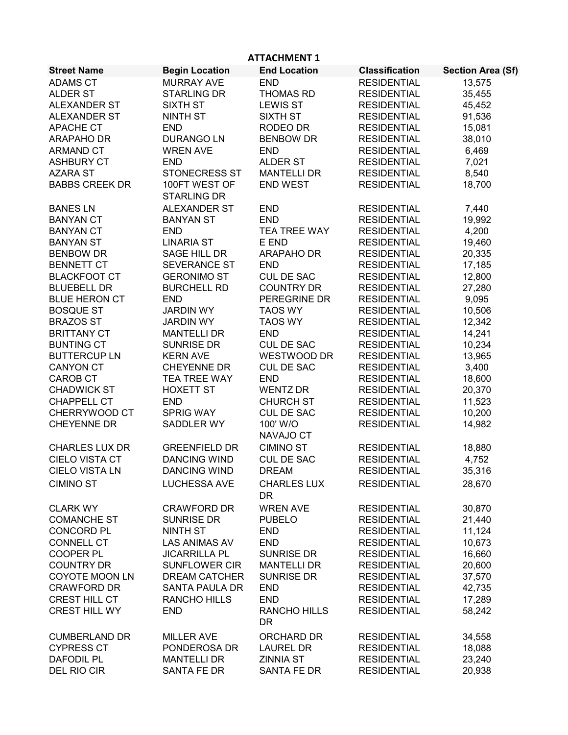## ATTACHMENT 1

| Street Name | Begin Location | End Location | Classification | Section Area (Sf) |
|---|---|---|---|---|
| ADAMS CT | MURRAY AVE | END | RESIDENTIAL | 13,575 |
| ALDER ST | STARLING DR | THOMAS RD | RESIDENTIAL | 35,455 |
| ALEXANDER ST | SIXTH ST | LEWIS ST | RESIDENTIAL | 45,452 |
| ALEXANDER ST | NINTH ST | SIXTH ST | RESIDENTIAL | 91,536 |
| APACHE CT | END | RODEO DR | RESIDENTIAL | 15,081 |
| ARAPAHO DR | DURANGO LN | BENBOW DR | RESIDENTIAL | 38,010 |
| ARMAND CT | WREN AVE | END | RESIDENTIAL | 6,469 |
| ASHBURY CT | END | ALDER ST | RESIDENTIAL | 7,021 |
| AZARA ST | STONECRESS ST | MANTELLI DR | RESIDENTIAL | 8,540 |
| BABBS CREEK DR | 100FT WEST OF STARLING DR | END WEST | RESIDENTIAL | 18,700 |
| BANES LN | ALEXANDER ST | END | RESIDENTIAL | 7,440 |
| BANYAN CT | BANYAN ST | END | RESIDENTIAL | 19,992 |
| BANYAN CT | END | TEA TREE WAY | RESIDENTIAL | 4,200 |
| BANYAN ST | LINARIA ST | E END | RESIDENTIAL | 19,460 |
| BENBOW DR | SAGE HILL DR | ARAPAHO DR | RESIDENTIAL | 20,335 |
| BENNETT CT | SEVERANCE ST | END | RESIDENTIAL | 17,185 |
| BLACKFOOT CT | GERONIMO ST | CUL DE SAC | RESIDENTIAL | 12,800 |
| BLUEBELL DR | BURCHELL RD | COUNTRY DR | RESIDENTIAL | 27,280 |
| BLUE HERON CT | END | PEREGRINE DR | RESIDENTIAL | 9,095 |
| BOSQUE ST | JARDIN WY | TAOS WY | RESIDENTIAL | 10,506 |
| BRAZOS ST | JARDIN WY | TAOS WY | RESIDENTIAL | 12,342 |
| BRITTANY CT | MANTELLI DR | END | RESIDENTIAL | 14,241 |
| BUNTING CT | SUNRISE DR | CUL DE SAC | RESIDENTIAL | 10,234 |
| BUTTERCUP LN | KERN AVE | WESTWOOD DR | RESIDENTIAL | 13,965 |
| CANYON CT | CHEYENNE DR | CUL DE SAC | RESIDENTIAL | 3,400 |
| CAROB CT | TEA TREE WAY | END | RESIDENTIAL | 18,600 |
| CHADWICK ST | HOXETT ST | WENTZ DR | RESIDENTIAL | 20,370 |
| CHAPPELL CT | END | CHURCH ST | RESIDENTIAL | 11,523 |
| CHERRYWOOD CT | SPRIG WAY | CUL DE SAC | RESIDENTIAL | 10,200 |
| CHEYENNE DR | SADDLER WY | 100' W/O NAVAJO CT | RESIDENTIAL | 14,982 |
| CHARLES LUX DR | GREENFIELD DR | CIMINO ST | RESIDENTIAL | 18,880 |
| CIELO VISTA CT | DANCING WIND | CUL DE SAC | RESIDENTIAL | 4,752 |
| CIELO VISTA LN | DANCING WIND | DREAM | RESIDENTIAL | 35,316 |
| CIMINO ST | LUCHESSA AVE | CHARLES LUX DR | RESIDENTIAL | 28,670 |
| CLARK WY | CRAWFORD DR | WREN AVE | RESIDENTIAL | 30,870 |
| COMANCHE ST | SUNRISE DR | PUBELO | RESIDENTIAL | 21,440 |
| CONCORD PL | NINTH ST | END | RESIDENTIAL | 11,124 |
| CONNELL CT | LAS ANIMAS AV | END | RESIDENTIAL | 10,673 |
| COOPER PL | JICARRILLA PL | SUNRISE DR | RESIDENTIAL | 16,660 |
| COUNTRY DR | SUNFLOWER CIR | MANTELLI DR | RESIDENTIAL | 20,600 |
| COYOTE MOON LN | DREAM CATCHER | SUNRISE DR | RESIDENTIAL | 37,570 |
| CRAWFORD DR | SANTA PAULA DR | END | RESIDENTIAL | 42,735 |
| CREST HILL CT | RANCHO HILLS | END | RESIDENTIAL | 17,289 |
| CREST HILL WY | END | RANCHO HILLS DR | RESIDENTIAL | 58,242 |
| CUMBERLAND DR | MILLER AVE | ORCHARD DR | RESIDENTIAL | 34,558 |
| CYPRESS CT | PONDEROSA DR | LAUREL DR | RESIDENTIAL | 18,088 |
| DAFODIL PL | MANTELLI DR | ZINNIA ST | RESIDENTIAL | 23,240 |
| DEL RIO CIR | SANTA FE DR | SANTA FE DR | RESIDENTIAL | 20,938 |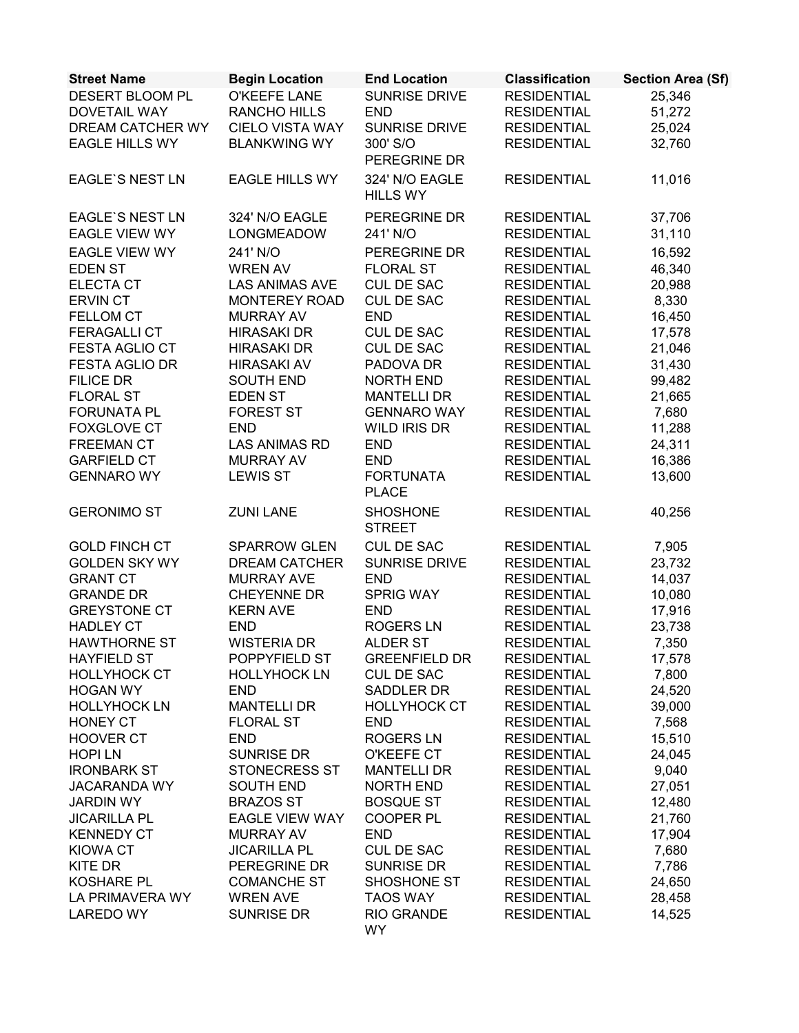| Street Name | Begin Location | End Location | Classification | Section Area (Sf) |
|---|---|---|---|---|
| DESERT BLOOM PL | O'KEEFE LANE | SUNRISE DRIVE | RESIDENTIAL | 25,346 |
| DOVETAIL WAY | RANCHO HILLS | END | RESIDENTIAL | 51,272 |
| DREAM CATCHER WY | CIELO VISTA WAY | SUNRISE DRIVE | RESIDENTIAL | 25,024 |
| EAGLE HILLS WY | BLANKWING WY | 300' S/O PEREGRINE DR | RESIDENTIAL | 32,760 |
| EAGLE`S NEST LN | EAGLE HILLS WY | 324' N/O EAGLE HILLS WY | RESIDENTIAL | 11,016 |
| EAGLE`S NEST LN | 324' N/O EAGLE | PEREGRINE DR | RESIDENTIAL | 37,706 |
| EAGLE VIEW WY | LONGMEADOW | 241' N/O | RESIDENTIAL | 31,110 |
| EAGLE VIEW WY | 241' N/O | PEREGRINE DR | RESIDENTIAL | 16,592 |
| EDEN ST | WREN AV | FLORAL ST | RESIDENTIAL | 46,340 |
| ELECTA CT | LAS ANIMAS AVE | CUL DE SAC | RESIDENTIAL | 20,988 |
| ERVIN CT | MONTEREY ROAD | CUL DE SAC | RESIDENTIAL | 8,330 |
| FELLOM CT | MURRAY AV | END | RESIDENTIAL | 16,450 |
| FERAGALLI CT | HIRASAKI DR | CUL DE SAC | RESIDENTIAL | 17,578 |
| FESTA AGLIO CT | HIRASAKI DR | CUL DE SAC | RESIDENTIAL | 21,046 |
| FESTA AGLIO DR | HIRASAKI AV | PADOVA DR | RESIDENTIAL | 31,430 |
| FILICE DR | SOUTH END | NORTH END | RESIDENTIAL | 99,482 |
| FLORAL ST | EDEN ST | MANTELLI DR | RESIDENTIAL | 21,665 |
| FORUNATA PL | FOREST ST | GENNARO WAY | RESIDENTIAL | 7,680 |
| FOXGLOVE CT | END | WILD IRIS DR | RESIDENTIAL | 11,288 |
| FREEMAN CT | LAS ANIMAS RD | END | RESIDENTIAL | 24,311 |
| GARFIELD CT | MURRAY AV | END | RESIDENTIAL | 16,386 |
| GENNARO WY | LEWIS ST | FORTUNATA PLACE | RESIDENTIAL | 13,600 |
| GERONIMO ST | ZUNI LANE | SHOSHONE STREET | RESIDENTIAL | 40,256 |
| GOLD FINCH CT | SPARROW GLEN | CUL DE SAC | RESIDENTIAL | 7,905 |
| GOLDEN SKY WY | DREAM CATCHER | SUNRISE DRIVE | RESIDENTIAL | 23,732 |
| GRANT CT | MURRAY AVE | END | RESIDENTIAL | 14,037 |
| GRANDE DR | CHEYENNE DR | SPRIG WAY | RESIDENTIAL | 10,080 |
| GREYSTONE CT | KERN AVE | END | RESIDENTIAL | 17,916 |
| HADLEY CT | END | ROGERS LN | RESIDENTIAL | 23,738 |
| HAWTHORNE ST | WISTERIA DR | ALDER ST | RESIDENTIAL | 7,350 |
| HAYFIELD ST | POPPYFIELD ST | GREENFIELD DR | RESIDENTIAL | 17,578 |
| HOLLYHOCK CT | HOLLYHOCK LN | CUL DE SAC | RESIDENTIAL | 7,800 |
| HOGAN WY | END | SADDLER DR | RESIDENTIAL | 24,520 |
| HOLLYHOCK LN | MANTELLI DR | HOLLYHOCK CT | RESIDENTIAL | 39,000 |
| HONEY CT | FLORAL ST | END | RESIDENTIAL | 7,568 |
| HOOVER CT | END | ROGERS LN | RESIDENTIAL | 15,510 |
| HOPI LN | SUNRISE DR | O'KEEFE CT | RESIDENTIAL | 24,045 |
| IRONBARK ST | STONECRESS ST | MANTELLI DR | RESIDENTIAL | 9,040 |
| JACARANDA WY | SOUTH END | NORTH END | RESIDENTIAL | 27,051 |
| JARDIN WY | BRAZOS ST | BOSQUE ST | RESIDENTIAL | 12,480 |
| JICARILLA PL | EAGLE VIEW WAY | COOPER PL | RESIDENTIAL | 21,760 |
| KENNEDY CT | MURRAY AV | END | RESIDENTIAL | 17,904 |
| KIOWA CT | JICARILLA PL | CUL DE SAC | RESIDENTIAL | 7,680 |
| KITE DR | PEREGRINE DR | SUNRISE DR | RESIDENTIAL | 7,786 |
| KOSHARE PL | COMANCHE ST | SHOSHONE ST | RESIDENTIAL | 24,650 |
| LA PRIMAVERA WY | WREN AVE | TAOS WAY | RESIDENTIAL | 28,458 |
| LAREDO WY | SUNRISE DR | RIO GRANDE WY | RESIDENTIAL | 14,525 |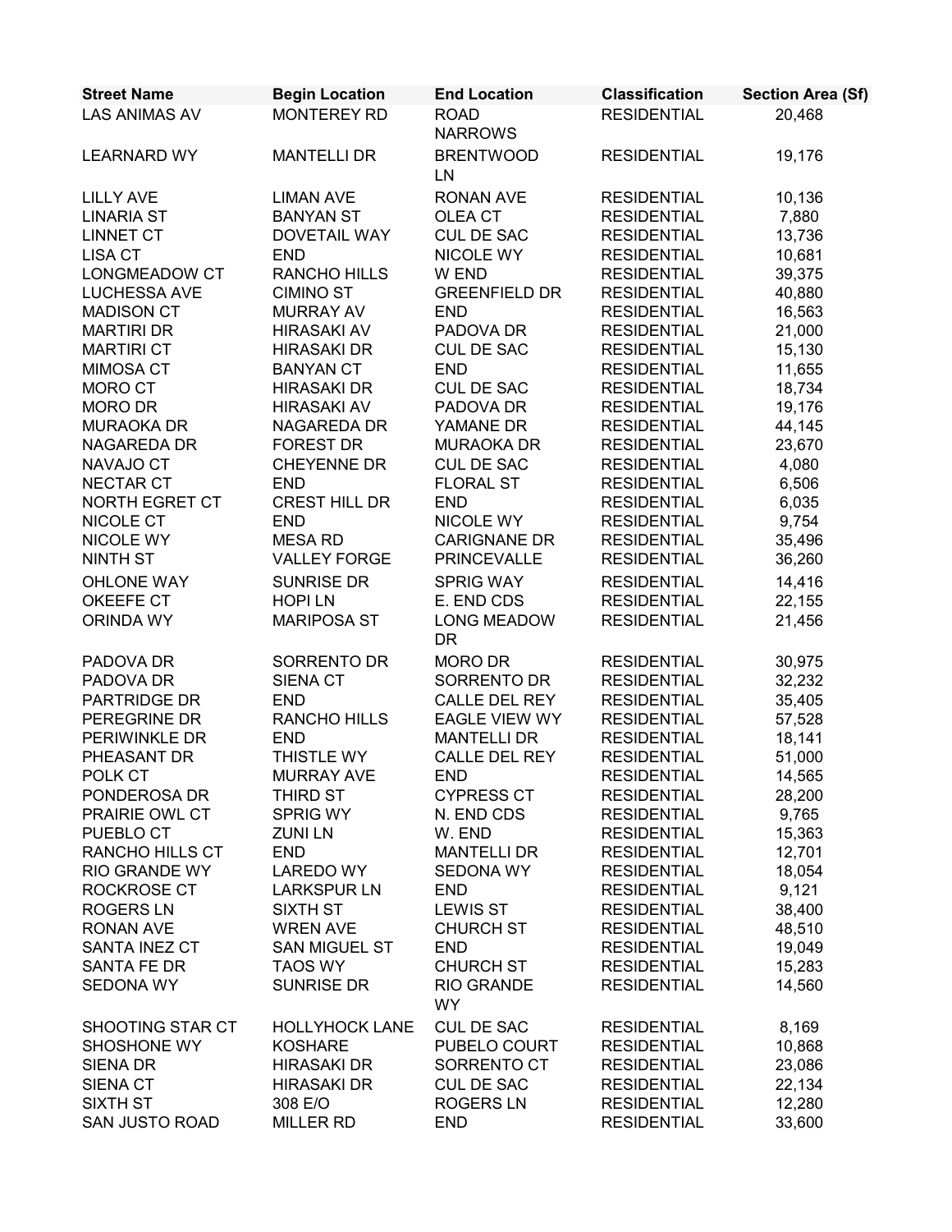| Street Name | Begin Location | End Location | Classification | Section Area (Sf) |
|---|---|---|---|---|
| LAS ANIMAS AV | MONTEREY RD | ROAD NARROWS | RESIDENTIAL | 20,468 |
| LEARNARD WY | MANTELLI DR | BRENTWOOD LN | RESIDENTIAL | 19,176 |
| LILLY AVE | LIMAN AVE | RONAN AVE | RESIDENTIAL | 10,136 |
| LINARIA ST | BANYAN ST | OLEA CT | RESIDENTIAL | 7,880 |
| LINNET CT | DOVETAIL WAY | CUL DE SAC | RESIDENTIAL | 13,736 |
| LISA CT | END | NICOLE WY | RESIDENTIAL | 10,681 |
| LONGMEADOW CT | RANCHO HILLS | W END | RESIDENTIAL | 39,375 |
| LUCHESSA AVE | CIMINO ST | GREENFIELD DR | RESIDENTIAL | 40,880 |
| MADISON CT | MURRAY AV | END | RESIDENTIAL | 16,563 |
| MARTIRI DR | HIRASAKI AV | PADOVA DR | RESIDENTIAL | 21,000 |
| MARTIRI CT | HIRASAKI DR | CUL DE SAC | RESIDENTIAL | 15,130 |
| MIMOSA CT | BANYAN CT | END | RESIDENTIAL | 11,655 |
| MORO CT | HIRASAKI DR | CUL DE SAC | RESIDENTIAL | 18,734 |
| MORO DR | HIRASAKI AV | PADOVA DR | RESIDENTIAL | 19,176 |
| MURAOKA DR | NAGAREDA DR | YAMANE DR | RESIDENTIAL | 44,145 |
| NAGAREDA DR | FOREST DR | MURAOKA DR | RESIDENTIAL | 23,670 |
| NAVAJO CT | CHEYENNE DR | CUL DE SAC | RESIDENTIAL | 4,080 |
| NECTAR CT | END | FLORAL ST | RESIDENTIAL | 6,506 |
| NORTH EGRET CT | CREST HILL DR | END | RESIDENTIAL | 6,035 |
| NICOLE CT | END | NICOLE WY | RESIDENTIAL | 9,754 |
| NICOLE WY | MESA RD | CARIGNANE DR | RESIDENTIAL | 35,496 |
| NINTH ST | VALLEY FORGE | PRINCEVALLE | RESIDENTIAL | 36,260 |
| OHLONE WAY | SUNRISE DR | SPRIG WAY | RESIDENTIAL | 14,416 |
| OKEEFE CT | HOPI LN | E. END CDS | RESIDENTIAL | 22,155 |
| ORINDA WY | MARIPOSA ST | LONG MEADOW DR | RESIDENTIAL | 21,456 |
| PADOVA DR | SORRENTO DR | MORO DR | RESIDENTIAL | 30,975 |
| PADOVA DR | SIENA CT | SORRENTO DR | RESIDENTIAL | 32,232 |
| PARTRIDGE DR | END | CALLE DEL REY | RESIDENTIAL | 35,405 |
| PEREGRINE DR | RANCHO HILLS | EAGLE VIEW WY | RESIDENTIAL | 57,528 |
| PERIWINKLE DR | END | MANTELLI DR | RESIDENTIAL | 18,141 |
| PHEASANT DR | THISTLE WY | CALLE DEL REY | RESIDENTIAL | 51,000 |
| POLK CT | MURRAY AVE | END | RESIDENTIAL | 14,565 |
| PONDEROSA DR | THIRD ST | CYPRESS CT | RESIDENTIAL | 28,200 |
| PRAIRIE OWL CT | SPRIG WY | N. END CDS | RESIDENTIAL | 9,765 |
| PUEBLO CT | ZUNI LN | W. END | RESIDENTIAL | 15,363 |
| RANCHO HILLS CT | END | MANTELLI DR | RESIDENTIAL | 12,701 |
| RIO GRANDE WY | LAREDO WY | SEDONA WY | RESIDENTIAL | 18,054 |
| ROCKROSE CT | LARKSPUR LN | END | RESIDENTIAL | 9,121 |
| ROGERS LN | SIXTH ST | LEWIS ST | RESIDENTIAL | 38,400 |
| RONAN AVE | WREN AVE | CHURCH ST | RESIDENTIAL | 48,510 |
| SANTA INEZ CT | SAN MIGUEL ST | END | RESIDENTIAL | 19,049 |
| SANTA FE DR | TAOS WY | CHURCH ST | RESIDENTIAL | 15,283 |
| SEDONA WY | SUNRISE DR | RIO GRANDE WY | RESIDENTIAL | 14,560 |
| SHOOTING STAR CT | HOLLYHOCK LANE | CUL DE SAC | RESIDENTIAL | 8,169 |
| SHOSHONE WY | KOSHARE | PUBELO COURT | RESIDENTIAL | 10,868 |
| SIENA DR | HIRASAKI DR | SORRENTO CT | RESIDENTIAL | 23,086 |
| SIENA CT | HIRASAKI DR | CUL DE SAC | RESIDENTIAL | 22,134 |
| SIXTH ST | 308 E/O | ROGERS LN | RESIDENTIAL | 12,280 |
| SAN JUSTO ROAD | MILLER RD | END | RESIDENTIAL | 33,600 |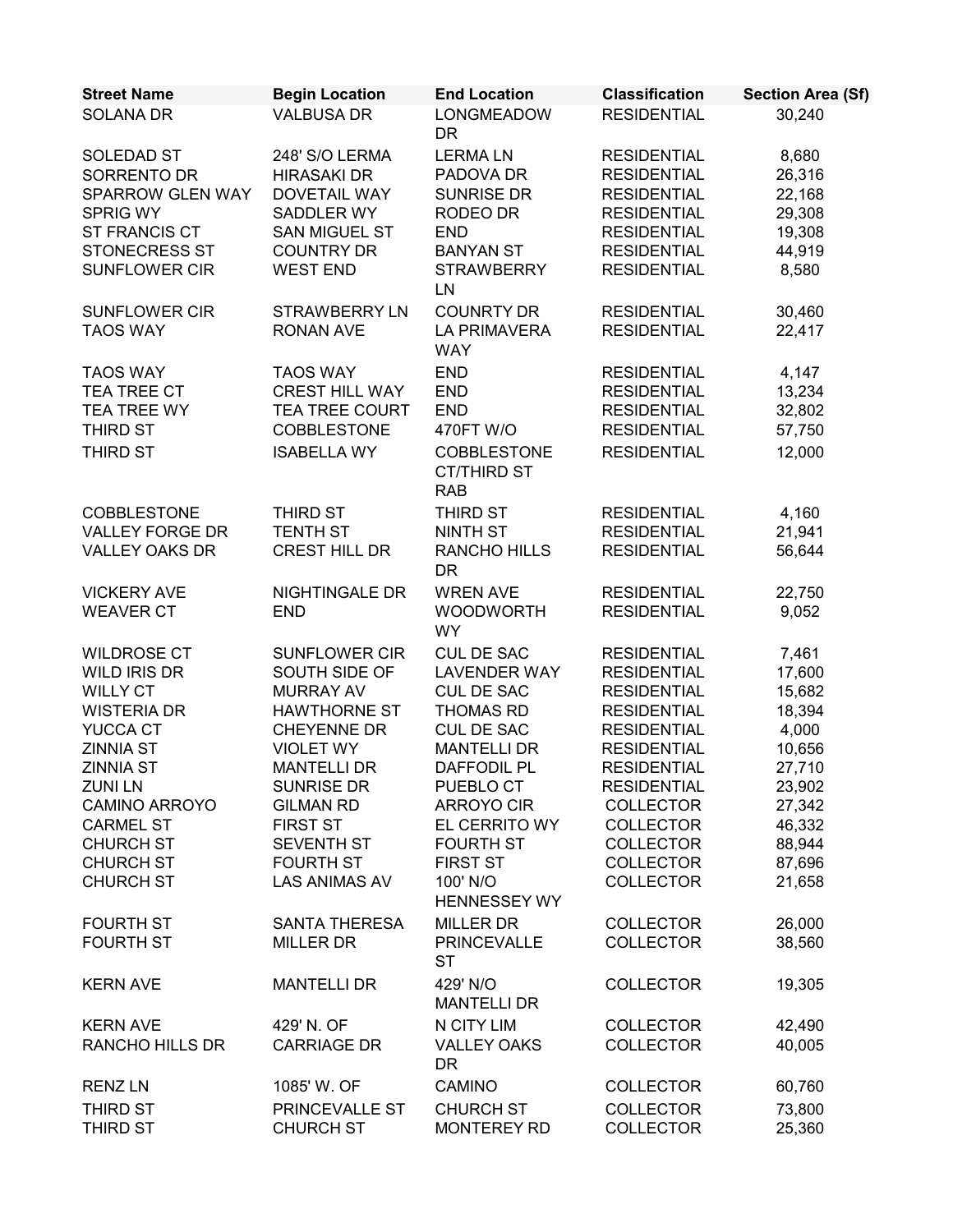| Street Name | Begin Location | End Location | Classification | Section Area (Sf) |
|---|---|---|---|---|
| SOLANA DR | VALBUSA DR | LONGMEADOW DR | RESIDENTIAL | 30,240 |
| SOLEDAD ST | 248' S/O LERMA | LERMA LN | RESIDENTIAL | 8,680 |
| SORRENTO DR | HIRASAKI DR | PADOVA DR | RESIDENTIAL | 26,316 |
| SPARROW GLEN WAY | DOVETAIL WAY | SUNRISE DR | RESIDENTIAL | 22,168 |
| SPRIG WY | SADDLER WY | RODEO DR | RESIDENTIAL | 29,308 |
| ST FRANCIS CT | SAN MIGUEL ST | END | RESIDENTIAL | 19,308 |
| STONECRESS ST | COUNTRY DR | BANYAN ST | RESIDENTIAL | 44,919 |
| SUNFLOWER CIR | WEST END | STRAWBERRY LN | RESIDENTIAL | 8,580 |
| SUNFLOWER CIR | STRAWBERRY LN | COUNRTY DR | RESIDENTIAL | 30,460 |
| TAOS WAY | RONAN AVE | LA PRIMAVERA WAY | RESIDENTIAL | 22,417 |
| TAOS WAY | TAOS WAY | END | RESIDENTIAL | 4,147 |
| TEA TREE CT | CREST HILL WAY | END | RESIDENTIAL | 13,234 |
| TEA TREE WY | TEA TREE COURT | END | RESIDENTIAL | 32,802 |
| THIRD ST | COBBLESTONE | 470FT W/O | RESIDENTIAL | 57,750 |
| THIRD ST | ISABELLA WY | COBBLESTONE CT/THIRD ST RAB | RESIDENTIAL | 12,000 |
| COBBLESTONE | THIRD ST | THIRD ST | RESIDENTIAL | 4,160 |
| VALLEY FORGE DR | TENTH ST | NINTH ST | RESIDENTIAL | 21,941 |
| VALLEY OAKS DR | CREST HILL DR | RANCHO HILLS DR | RESIDENTIAL | 56,644 |
| VICKERY AVE | NIGHTINGALE DR | WREN AVE | RESIDENTIAL | 22,750 |
| WEAVER CT | END | WOODWORTH WY | RESIDENTIAL | 9,052 |
| WILDROSE CT | SUNFLOWER CIR | CUL DE SAC | RESIDENTIAL | 7,461 |
| WILD IRIS DR | SOUTH SIDE OF | LAVENDER WAY | RESIDENTIAL | 17,600 |
| WILLY CT | MURRAY AV | CUL DE SAC | RESIDENTIAL | 15,682 |
| WISTERIA DR | HAWTHORNE ST | THOMAS RD | RESIDENTIAL | 18,394 |
| YUCCA CT | CHEYENNE DR | CUL DE SAC | RESIDENTIAL | 4,000 |
| ZINNIA ST | VIOLET WY | MANTELLI DR | RESIDENTIAL | 10,656 |
| ZINNIA ST | MANTELLI DR | DAFFODIL PL | RESIDENTIAL | 27,710 |
| ZUNI LN | SUNRISE DR | PUEBLO CT | RESIDENTIAL | 23,902 |
| CAMINO ARROYO | GILMAN RD | ARROYO CIR | COLLECTOR | 27,342 |
| CARMEL ST | FIRST ST | EL CERRITO WY | COLLECTOR | 46,332 |
| CHURCH ST | SEVENTH ST | FOURTH ST | COLLECTOR | 88,944 |
| CHURCH ST | FOURTH ST | FIRST ST | COLLECTOR | 87,696 |
| CHURCH ST | LAS ANIMAS AV | 100' N/O HENNESSEY WY | COLLECTOR | 21,658 |
| FOURTH ST | SANTA THERESA | MILLER DR | COLLECTOR | 26,000 |
| FOURTH ST | MILLER DR | PRINCEVALLE ST | COLLECTOR | 38,560 |
| KERN AVE | MANTELLI DR | 429' N/O MANTELLI DR | COLLECTOR | 19,305 |
| KERN AVE | 429' N. OF | N CITY LIM | COLLECTOR | 42,490 |
| RANCHO HILLS DR | CARRIAGE DR | VALLEY OAKS DR | COLLECTOR | 40,005 |
| RENZ LN | 1085' W. OF | CAMINO | COLLECTOR | 60,760 |
| THIRD ST | PRINCEVALLE ST | CHURCH ST | COLLECTOR | 73,800 |
| THIRD ST | CHURCH ST | MONTEREY RD | COLLECTOR | 25,360 |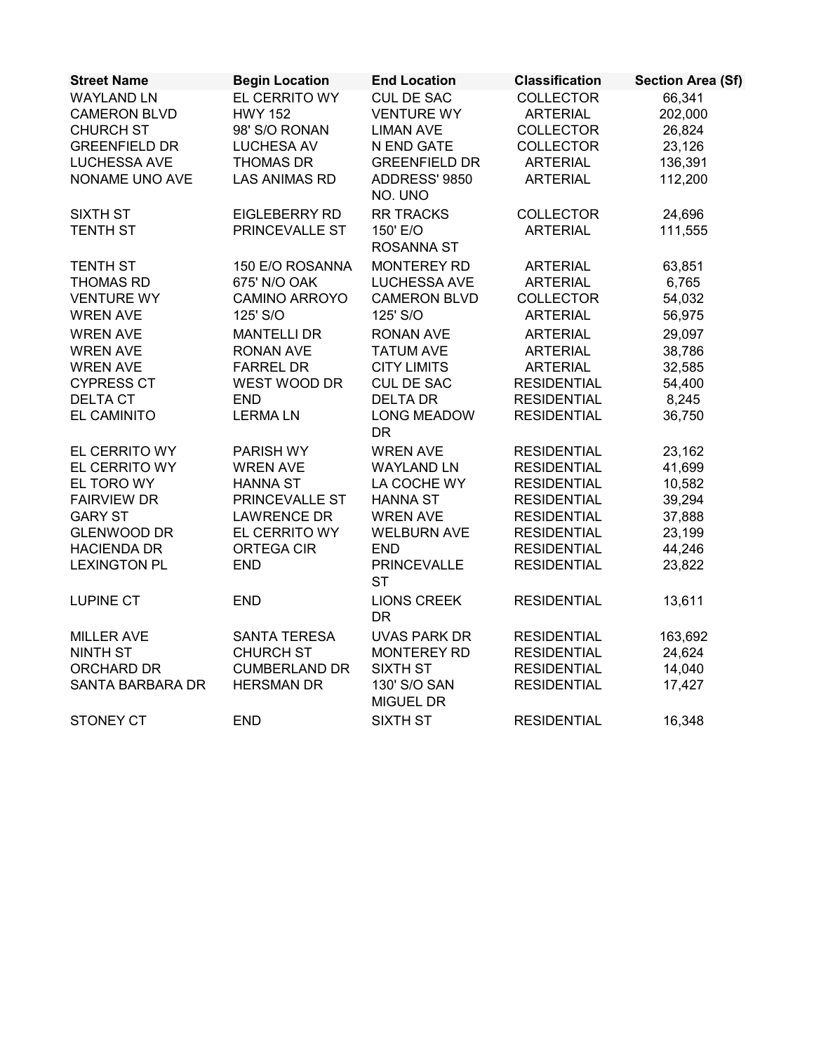| Street Name | Begin Location | End Location | Classification | Section Area (Sf) |
| --- | --- | --- | --- | --- |
| WAYLAND LN | EL CERRITO WY | CUL DE SAC | COLLECTOR | 66,341 |
| CAMERON BLVD | HWY 152 | VENTURE WY | ARTERIAL | 202,000 |
| CHURCH ST | 98' S/O RONAN | LIMAN AVE | COLLECTOR | 26,824 |
| GREENFIELD DR | LUCHESA AV | N END GATE | COLLECTOR | 23,126 |
| LUCHESSA AVE | THOMAS DR | GREENFIELD DR | ARTERIAL | 136,391 |
| NONAME UNO AVE | LAS ANIMAS RD | ADDRESS' 9850 NO. UNO | ARTERIAL | 112,200 |
| SIXTH ST | EIGLEBERRY RD | RR TRACKS | COLLECTOR | 24,696 |
| TENTH ST | PRINCEVALLE ST | 150' E/O ROSANNA ST | ARTERIAL | 111,555 |
| TENTH ST | 150 E/O ROSANNA | MONTEREY RD | ARTERIAL | 63,851 |
| THOMAS RD | 675' N/O OAK | LUCHESSA AVE | ARTERIAL | 6,765 |
| VENTURE WY | CAMINO ARROYO | CAMERON BLVD | COLLECTOR | 54,032 |
| WREN AVE | 125' S/O | 125' S/O | ARTERIAL | 56,975 |
| WREN AVE | MANTELLI DR | RONAN AVE | ARTERIAL | 29,097 |
| WREN AVE | RONAN AVE | TATUM AVE | ARTERIAL | 38,786 |
| WREN AVE | FARREL DR | CITY LIMITS | ARTERIAL | 32,585 |
| CYPRESS CT | WEST WOOD DR | CUL DE SAC | RESIDENTIAL | 54,400 |
| DELTA CT | END | DELTA DR | RESIDENTIAL | 8,245 |
| EL CAMINITO | LERMA LN | LONG MEADOW DR | RESIDENTIAL | 36,750 |
| EL CERRITO WY | PARISH WY | WREN AVE | RESIDENTIAL | 23,162 |
| EL CERRITO WY | WREN AVE | WAYLAND LN | RESIDENTIAL | 41,699 |
| EL TORO WY | HANNA ST | LA COCHE WY | RESIDENTIAL | 10,582 |
| FAIRVIEW DR | PRINCEVALLE ST | HANNA ST | RESIDENTIAL | 39,294 |
| GARY ST | LAWRENCE DR | WREN AVE | RESIDENTIAL | 37,888 |
| GLENWOOD DR | EL CERRITO WY | WELBURN AVE | RESIDENTIAL | 23,199 |
| HACIENDA DR | ORTEGA CIR | END | RESIDENTIAL | 44,246 |
| LEXINGTON PL | END | PRINCEVALLE ST | RESIDENTIAL | 23,822 |
| LUPINE CT | END | LIONS CREEK DR | RESIDENTIAL | 13,611 |
| MILLER AVE | SANTA TERESA | UVAS PARK DR | RESIDENTIAL | 163,692 |
| NINTH ST | CHURCH ST | MONTEREY RD | RESIDENTIAL | 24,624 |
| ORCHARD DR | CUMBERLAND DR | SIXTH ST | RESIDENTIAL | 14,040 |
| SANTA BARBARA DR | HERSMAN DR | 130' S/O SAN MIGUEL DR | RESIDENTIAL | 17,427 |
| STONEY CT | END | SIXTH ST | RESIDENTIAL | 16,348 |